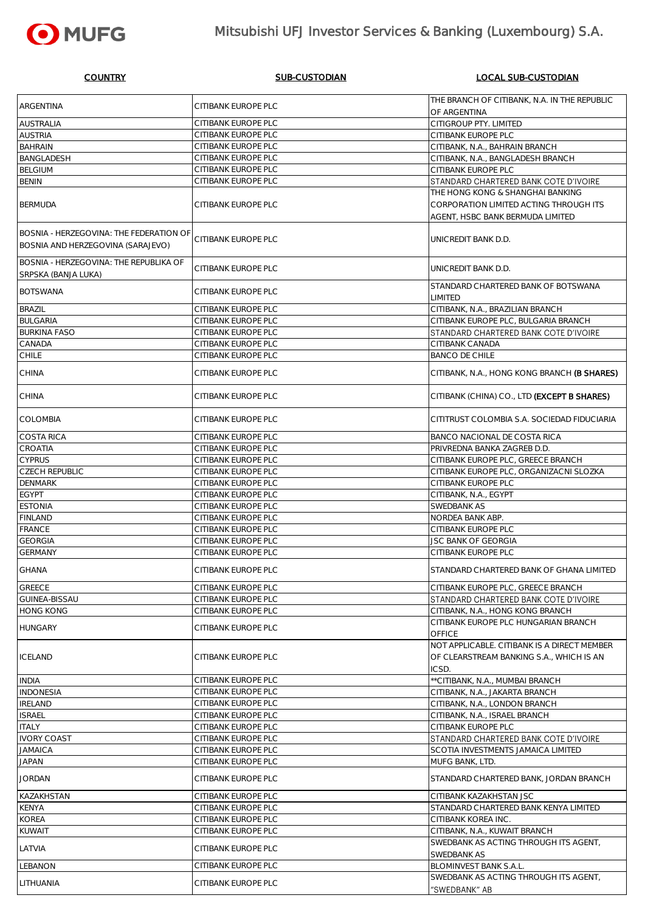# Mitsubishi UFJ Investor Services & Banking (Luxembourg) S.A.

| COUNTRY | SUB-CUSTODIAN | LOCAL SUB-CUSTODIAN |
|---|---|---|
| ARGENTINA | CITIBANK EUROPE PLC | THE BRANCH OF CITIBANK, N.A. IN THE REPUBLIC OF ARGENTINA |
| AUSTRALIA | CITIBANK EUROPE PLC | CITIGROUP PTY. LIMITED |
| AUSTRIA | CITIBANK EUROPE PLC | CITIBANK EUROPE PLC |
| BAHRAIN | CITIBANK EUROPE PLC | CITIBANK, N.A., BAHRAIN BRANCH |
| BANGLADESH | CITIBANK EUROPE PLC | CITIBANK, N.A., BANGLADESH BRANCH |
| BELGIUM | CITIBANK EUROPE PLC | CITIBANK EUROPE PLC |
| BENIN | CITIBANK EUROPE PLC | STANDARD CHARTERED BANK COTE D'IVOIRE |
| BERMUDA | CITIBANK EUROPE PLC | THE HONG KONG & SHANGHAI BANKING CORPORATION LIMITED ACTING THROUGH ITS AGENT, HSBC BANK BERMUDA LIMITED |
| BOSNIA - HERZEGOVINA: THE FEDERATION OF BOSNIA AND HERZEGOVINA (SARAJEVO) | CITIBANK EUROPE PLC | UNICREDIT BANK D.D. |
| BOSNIA - HERZEGOVINA: THE REPUBLIKA OF SRPSKA (BANJA LUKA) | CITIBANK EUROPE PLC | UNICREDIT BANK D.D. |
| BOTSWANA | CITIBANK EUROPE PLC | STANDARD CHARTERED BANK OF BOTSWANA LIMITED |
| BRAZIL | CITIBANK EUROPE PLC | CITIBANK, N.A., BRAZILIAN BRANCH |
| BULGARIA | CITIBANK EUROPE PLC | CITIBANK EUROPE PLC, BULGARIA BRANCH |
| BURKINA FASO | CITIBANK EUROPE PLC | STANDARD CHARTERED BANK COTE D'IVOIRE |
| CANADA | CITIBANK EUROPE PLC | CITIBANK CANADA |
| CHILE | CITIBANK EUROPE PLC | BANCO DE CHILE |
| CHINA | CITIBANK EUROPE PLC | CITIBANK, N.A., HONG KONG BRANCH **(B SHARES)** |
| CHINA | CITIBANK EUROPE PLC | CITIBANK (CHINA) CO., LTD **(EXCEPT B SHARES)** |
| COLOMBIA | CITIBANK EUROPE PLC | CITITRUST COLOMBIA S.A. SOCIEDAD FIDUCIARIA |
| COSTA RICA | CITIBANK EUROPE PLC | BANCO NACIONAL DE COSTA RICA |
| CROATIA | CITIBANK EUROPE PLC | PRIVREDNA BANKA ZAGREB D.D. |
| CYPRUS | CITIBANK EUROPE PLC | CITIBANK EUROPE PLC, GREECE BRANCH |
| CZECH REPUBLIC | CITIBANK EUROPE PLC | CITIBANK EUROPE PLC, ORGANIZACNI SLOZKA |
| DENMARK | CITIBANK EUROPE PLC | CITIBANK EUROPE PLC |
| EGYPT | CITIBANK EUROPE PLC | CITIBANK, N.A., EGYPT |
| ESTONIA | CITIBANK EUROPE PLC | SWEDBANK AS |
| FINLAND | CITIBANK EUROPE PLC | NORDEA BANK ABP. |
| FRANCE | CITIBANK EUROPE PLC | CITIBANK EUROPE PLC |
| GEORGIA | CITIBANK EUROPE PLC | JSC BANK OF GEORGIA |
| GERMANY | CITIBANK EUROPE PLC | CITIBANK EUROPE PLC |
| GHANA | CITIBANK EUROPE PLC | STANDARD CHARTERED BANK OF GHANA LIMITED |
| GREECE | CITIBANK EUROPE PLC | CITIBANK EUROPE PLC, GREECE BRANCH |
| GUINEA-BISSAU | CITIBANK EUROPE PLC | STANDARD CHARTERED BANK COTE D'IVOIRE |
| HONG KONG | CITIBANK EUROPE PLC | CITIBANK, N.A., HONG KONG BRANCH |
| HUNGARY | CITIBANK EUROPE PLC | CITIBANK EUROPE PLC HUNGARIAN BRANCH OFFICE |
| ICELAND | CITIBANK EUROPE PLC | NOT APPLICABLE. CITIBANK IS A DIRECT MEMBER OF CLEARSTREAM BANKING S.A., WHICH IS AN ICSD. |
| INDIA | CITIBANK EUROPE PLC | **CITIBANK, N.A., MUMBAI BRANCH |
| INDONESIA | CITIBANK EUROPE PLC | CITIBANK, N.A., JAKARTA BRANCH |
| IRELAND | CITIBANK EUROPE PLC | CITIBANK, N.A., LONDON BRANCH |
| ISRAEL | CITIBANK EUROPE PLC | CITIBANK, N.A., ISRAEL BRANCH |
| ITALY | CITIBANK EUROPE PLC | CITIBANK EUROPE PLC |
| IVORY COAST | CITIBANK EUROPE PLC | STANDARD CHARTERED BANK COTE D'IVOIRE |
| JAMAICA | CITIBANK EUROPE PLC | SCOTIA INVESTMENTS JAMAICA LIMITED |
| JAPAN | CITIBANK EUROPE PLC | MUFG BANK, LTD. |
| JORDAN | CITIBANK EUROPE PLC | STANDARD CHARTERED BANK, JORDAN BRANCH |
| KAZAKHSTAN | CITIBANK EUROPE PLC | CITIBANK KAZAKHSTAN JSC |
| KENYA | CITIBANK EUROPE PLC | STANDARD CHARTERED BANK KENYA LIMITED |
| KOREA | CITIBANK EUROPE PLC | CITIBANK KOREA INC. |
| KUWAIT | CITIBANK EUROPE PLC | CITIBANK, N.A., KUWAIT BRANCH |
| LATVIA | CITIBANK EUROPE PLC | SWEDBANK AS ACTING THROUGH ITS AGENT, SWEDBANK AS |
| LEBANON | CITIBANK EUROPE PLC | BLOMINVEST BANK S.A.L. |
| LITHUANIA | CITIBANK EUROPE PLC | SWEDBANK AS ACTING THROUGH ITS AGENT, "SWEDBANK" AB |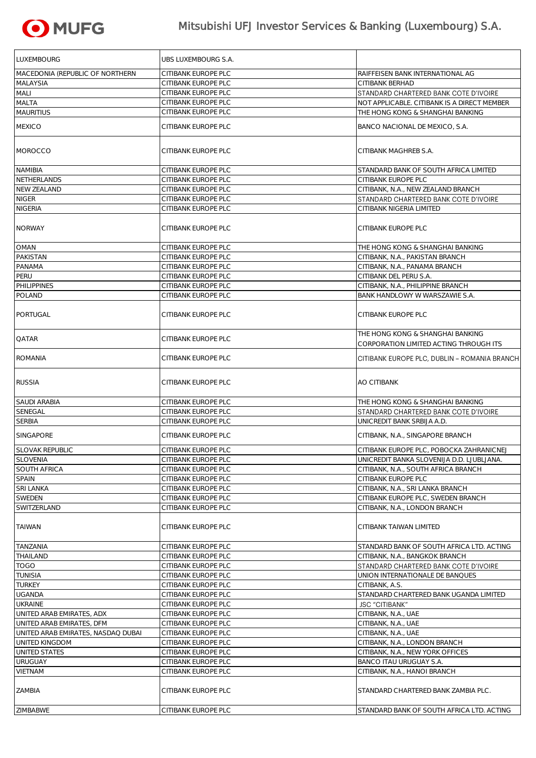| | | |
|---|---|---|
| LUXEMBOURG | UBS LUXEMBOURG S.A. | |
| MACEDONIA (REPUBLIC OF NORTHERN | CITIBANK EUROPE PLC | RAIFFEISEN BANK INTERNATIONAL AG |
| MALAYSIA | CITIBANK EUROPE PLC | CITIBANK BERHAD |
| MALI | CITIBANK EUROPE PLC | STANDARD CHARTERED BANK COTE D'IVOIRE |
| MALTA | CITIBANK EUROPE PLC | NOT APPLICABLE. CITIBANK IS A DIRECT MEMBER |
| MAURITIUS | CITIBANK EUROPE PLC | THE HONG KONG & SHANGHAI BANKING |
| MEXICO | CITIBANK EUROPE PLC | BANCO NACIONAL DE MEXICO, S.A. |
| MOROCCO | CITIBANK EUROPE PLC | CITIBANK MAGHREB S.A. |
| NAMIBIA | CITIBANK EUROPE PLC | STANDARD BANK OF SOUTH AFRICA LIMITED |
| NETHERLANDS | CITIBANK EUROPE PLC | CITIBANK EUROPE PLC |
| NEW ZEALAND | CITIBANK EUROPE PLC | CITIBANK, N.A., NEW ZEALAND BRANCH |
| NIGER | CITIBANK EUROPE PLC | STANDARD CHARTERED BANK COTE D'IVOIRE |
| NIGERIA | CITIBANK EUROPE PLC | CITIBANK NIGERIA LIMITED |
| NORWAY | CITIBANK EUROPE PLC | CITIBANK EUROPE PLC |
| OMAN | CITIBANK EUROPE PLC | THE HONG KONG & SHANGHAI BANKING |
| PAKISTAN | CITIBANK EUROPE PLC | CITIBANK, N.A., PAKISTAN BRANCH |
| PANAMA | CITIBANK EUROPE PLC | CITIBANK, N.A., PANAMA BRANCH |
| PERU | CITIBANK EUROPE PLC | CITIBANK DEL PERU S.A. |
| PHILIPPINES | CITIBANK EUROPE PLC | CITIBANK, N.A., PHILIPPINE BRANCH |
| POLAND | CITIBANK EUROPE PLC | BANK HANDLOWY W WARSZAWIE S.A. |
| PORTUGAL | CITIBANK EUROPE PLC | CITIBANK EUROPE PLC |
| QATAR | CITIBANK EUROPE PLC | THE HONG KONG & SHANGHAI BANKING CORPORATION LIMITED ACTING THROUGH ITS |
| ROMANIA | CITIBANK EUROPE PLC | CITIBANK EUROPE PLC, DUBLIN – ROMANIA BRANCH |
| RUSSIA | CITIBANK EUROPE PLC | AO CITIBANK |
| SAUDI ARABIA | CITIBANK EUROPE PLC | THE HONG KONG & SHANGHAI BANKING |
| SENEGAL | CITIBANK EUROPE PLC | STANDARD CHARTERED BANK COTE D'IVOIRE |
| SERBIA | CITIBANK EUROPE PLC | UNICREDIT BANK SRBIJA A.D. |
| SINGAPORE | CITIBANK EUROPE PLC | CITIBANK, N.A., SINGAPORE BRANCH |
| SLOVAK REPUBLIC | CITIBANK EUROPE PLC | CITIBANK EUROPE PLC, POBOCKA ZAHRANICNEJ |
| SLOVENIA | CITIBANK EUROPE PLC | UNICREDIT BANKA SLOVENIJA D.D. LJUBLJANA. |
| SOUTH AFRICA | CITIBANK EUROPE PLC | CITIBANK, N.A., SOUTH AFRICA BRANCH |
| SPAIN | CITIBANK EUROPE PLC | CITIBANK EUROPE PLC |
| SRI LANKA | CITIBANK EUROPE PLC | CITIBANK, N.A., SRI LANKA BRANCH |
| SWEDEN | CITIBANK EUROPE PLC | CITIBANK EUROPE PLC, SWEDEN BRANCH |
| SWITZERLAND | CITIBANK EUROPE PLC | CITIBANK, N.A., LONDON BRANCH |
| TAIWAN | CITIBANK EUROPE PLC | CITIBANK TAIWAN LIMITED |
| TANZANIA | CITIBANK EUROPE PLC | STANDARD BANK OF SOUTH AFRICA LTD. ACTING |
| THAILAND | CITIBANK EUROPE PLC | CITIBANK, N.A., BANGKOK BRANCH |
| TOGO | CITIBANK EUROPE PLC | STANDARD CHARTERED BANK COTE D'IVOIRE |
| TUNISIA | CITIBANK EUROPE PLC | UNION INTERNATIONALE DE BANQUES |
| TURKEY | CITIBANK EUROPE PLC | CITIBANK, A.S. |
| UGANDA | CITIBANK EUROPE PLC | STANDARD CHARTERED BANK UGANDA LIMITED |
| UKRAINE | CITIBANK EUROPE PLC | JSC "CITIBANK" |
| UNITED ARAB EMIRATES, ADX | CITIBANK EUROPE PLC | CITIBANK, N.A., UAE |
| UNITED ARAB EMIRATES, DFM | CITIBANK EUROPE PLC | CITIBANK, N.A., UAE |
| UNITED ARAB EMIRATES, NASDAQ DUBAI | CITIBANK EUROPE PLC | CITIBANK, N.A., UAE |
| UNITED KINGDOM | CITIBANK EUROPE PLC | CITIBANK, N.A., LONDON BRANCH |
| UNITED STATES | CITIBANK EUROPE PLC | CITIBANK, N.A., NEW YORK OFFICES |
| URUGUAY | CITIBANK EUROPE PLC | BANCO ITAU URUGUAY S.A. |
| VIETNAM | CITIBANK EUROPE PLC | CITIBANK, N.A., HANOI BRANCH |
| ZAMBIA | CITIBANK EUROPE PLC | STANDARD CHARTERED BANK ZAMBIA PLC. |
| ZIMBABWE | CITIBANK EUROPE PLC | STANDARD BANK OF SOUTH AFRICA LTD. ACTING |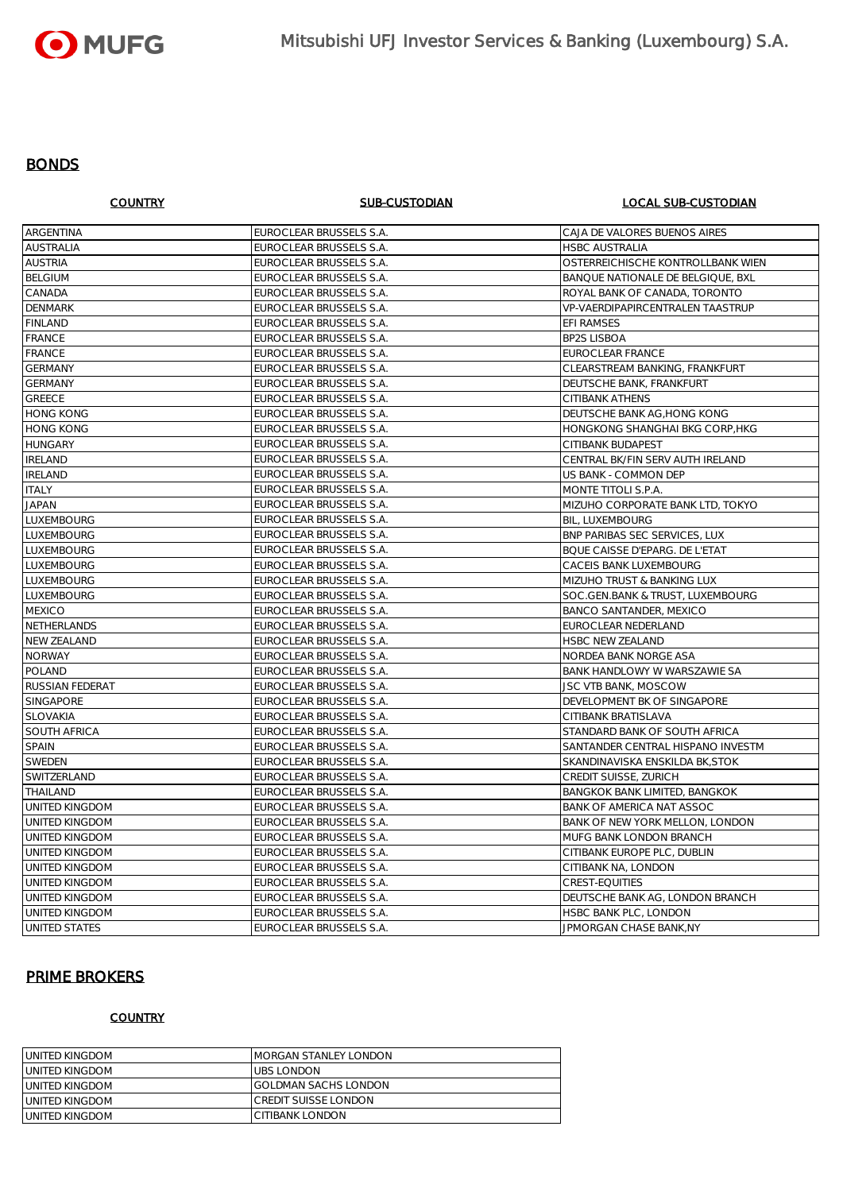## BONDS

| COUNTRY | SUB-CUSTODIAN | LOCAL SUB-CUSTODIAN |
|---|---|---|
| ARGENTINA | EUROCLEAR BRUSSELS S.A. | CAJA DE VALORES BUENOS AIRES |
| AUSTRALIA | EUROCLEAR BRUSSELS S.A. | HSBC AUSTRALIA |
| AUSTRIA | EUROCLEAR BRUSSELS S.A. | OSTERREICHISCHE KONTROLLBANK WIEN |
| BELGIUM | EUROCLEAR BRUSSELS S.A. | BANQUE NATIONALE DE BELGIQUE, BXL |
| CANADA | EUROCLEAR BRUSSELS S.A. | ROYAL BANK OF CANADA, TORONTO |
| DENMARK | EUROCLEAR BRUSSELS S.A. | VP-VAERDIPAPIRCENTRALEN TAASTRUP |
| FINLAND | EUROCLEAR BRUSSELS S.A. | EFI RAMSES |
| FRANCE | EUROCLEAR BRUSSELS S.A. | BP2S LISBOA |
| FRANCE | EUROCLEAR BRUSSELS S.A. | EUROCLEAR FRANCE |
| GERMANY | EUROCLEAR BRUSSELS S.A. | CLEARSTREAM BANKING, FRANKFURT |
| GERMANY | EUROCLEAR BRUSSELS S.A. | DEUTSCHE BANK, FRANKFURT |
| GREECE | EUROCLEAR BRUSSELS S.A. | CITIBANK ATHENS |
| HONG KONG | EUROCLEAR BRUSSELS S.A. | DEUTSCHE BANK AG,HONG KONG |
| HONG KONG | EUROCLEAR BRUSSELS S.A. | HONGKONG SHANGHAI BKG CORP,HKG |
| HUNGARY | EUROCLEAR BRUSSELS S.A. | CITIBANK BUDAPEST |
| IRELAND | EUROCLEAR BRUSSELS S.A. | CENTRAL BK/FIN SERV AUTH IRELAND |
| IRELAND | EUROCLEAR BRUSSELS S.A. | US BANK - COMMON DEP |
| ITALY | EUROCLEAR BRUSSELS S.A. | MONTE TITOLI S.P.A. |
| JAPAN | EUROCLEAR BRUSSELS S.A. | MIZUHO CORPORATE BANK LTD, TOKYO |
| LUXEMBOURG | EUROCLEAR BRUSSELS S.A. | BIL, LUXEMBOURG |
| LUXEMBOURG | EUROCLEAR BRUSSELS S.A. | BNP PARIBAS SEC SERVICES, LUX |
| LUXEMBOURG | EUROCLEAR BRUSSELS S.A. | BQUE CAISSE D'EPARG. DE L'ETAT |
| LUXEMBOURG | EUROCLEAR BRUSSELS S.A. | CACEIS BANK LUXEMBOURG |
| LUXEMBOURG | EUROCLEAR BRUSSELS S.A. | MIZUHO TRUST & BANKING LUX |
| LUXEMBOURG | EUROCLEAR BRUSSELS S.A. | SOC.GEN.BANK & TRUST, LUXEMBOURG |
| MEXICO | EUROCLEAR BRUSSELS S.A. | BANCO SANTANDER, MEXICO |
| NETHERLANDS | EUROCLEAR BRUSSELS S.A. | EUROCLEAR NEDERLAND |
| NEW ZEALAND | EUROCLEAR BRUSSELS S.A. | HSBC NEW ZEALAND |
| NORWAY | EUROCLEAR BRUSSELS S.A. | NORDEA BANK NORGE ASA |
| POLAND | EUROCLEAR BRUSSELS S.A. | BANK HANDLOWY W WARSZAWIE SA |
| RUSSIAN FEDERAT | EUROCLEAR BRUSSELS S.A. | JSC VTB BANK, MOSCOW |
| SINGAPORE | EUROCLEAR BRUSSELS S.A. | DEVELOPMENT BK OF SINGAPORE |
| SLOVAKIA | EUROCLEAR BRUSSELS S.A. | CITIBANK BRATISLAVA |
| SOUTH AFRICA | EUROCLEAR BRUSSELS S.A. | STANDARD BANK OF SOUTH AFRICA |
| SPAIN | EUROCLEAR BRUSSELS S.A. | SANTANDER CENTRAL HISPANO INVESTM |
| SWEDEN | EUROCLEAR BRUSSELS S.A. | SKANDINAVISKA ENSKILDA BK,STOK |
| SWITZERLAND | EUROCLEAR BRUSSELS S.A. | CREDIT SUISSE, ZURICH |
| THAILAND | EUROCLEAR BRUSSELS S.A. | BANGKOK BANK LIMITED, BANGKOK |
| UNITED KINGDOM | EUROCLEAR BRUSSELS S.A. | BANK OF AMERICA NAT ASSOC |
| UNITED KINGDOM | EUROCLEAR BRUSSELS S.A. | BANK OF NEW YORK MELLON, LONDON |
| UNITED KINGDOM | EUROCLEAR BRUSSELS S.A. | MUFG BANK LONDON BRANCH |
| UNITED KINGDOM | EUROCLEAR BRUSSELS S.A. | CITIBANK EUROPE PLC, DUBLIN |
| UNITED KINGDOM | EUROCLEAR BRUSSELS S.A. | CITIBANK NA, LONDON |
| UNITED KINGDOM | EUROCLEAR BRUSSELS S.A. | CREST-EQUITIES |
| UNITED KINGDOM | EUROCLEAR BRUSSELS S.A. | DEUTSCHE BANK AG, LONDON BRANCH |
| UNITED KINGDOM | EUROCLEAR BRUSSELS S.A. | HSBC BANK PLC, LONDON |
| UNITED STATES | EUROCLEAR BRUSSELS S.A. | JPMORGAN CHASE BANK,NY |

## PRIME BROKERS

| COUNTRY | |
|---|---|
| UNITED KINGDOM | MORGAN STANLEY LONDON |
| UNITED KINGDOM | UBS LONDON |
| UNITED KINGDOM | GOLDMAN SACHS LONDON |
| UNITED KINGDOM | CREDIT SUISSE LONDON |
| UNITED KINGDOM | CITIBANK LONDON |